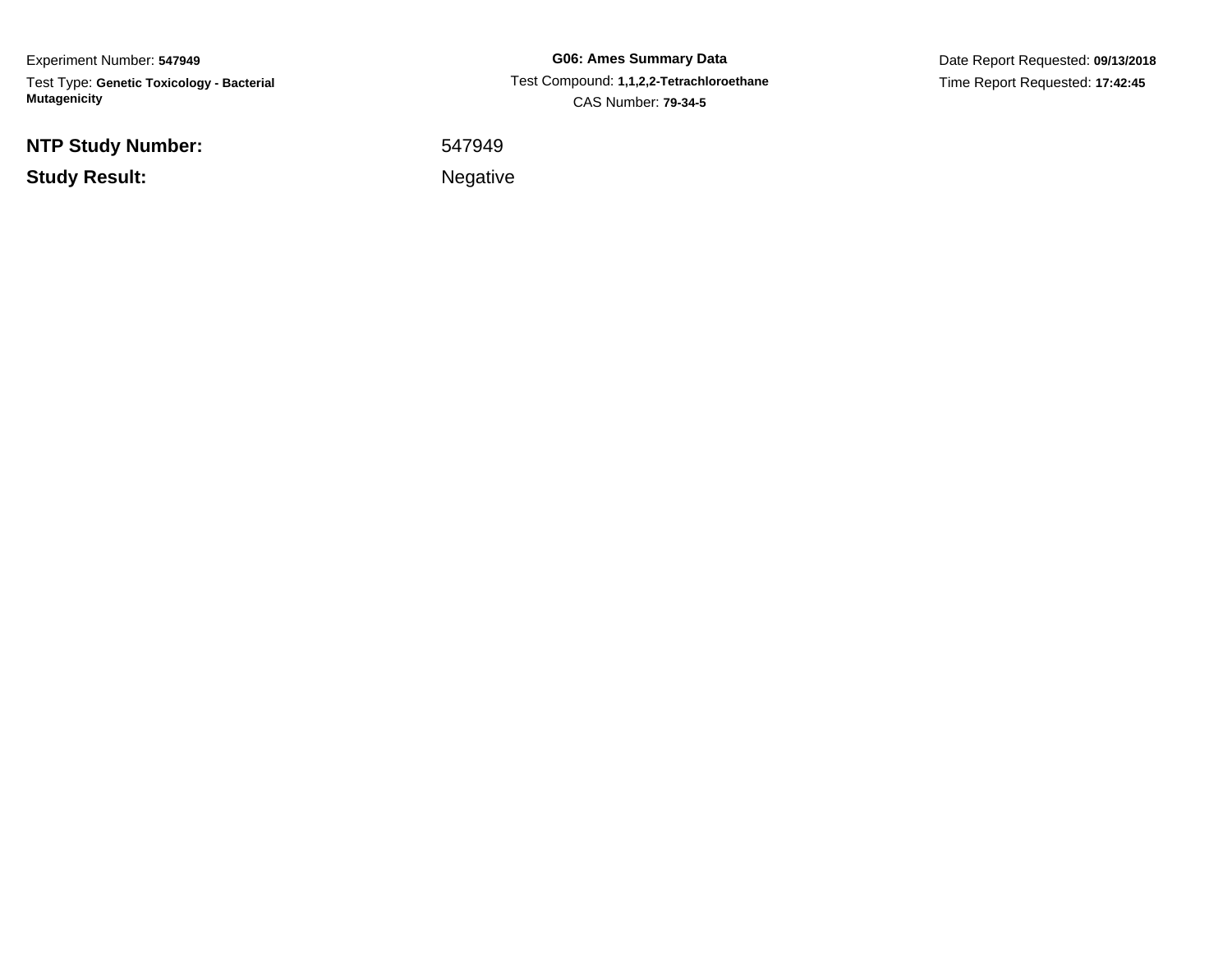Experiment Number: **547949**

Test Type: **Genetic Toxicology - Bacterial Mutagenicity**

**G06: Ames Summary Data**

Test Compound: **1,1,2,2-Tetrachloroethane**

CAS Number: **79-34-5**

Date Report Requested: **09/13/2018**

Time Report Requested: **17:42:45**

**NTP Study Number:** 547949

**Study Result:** Negative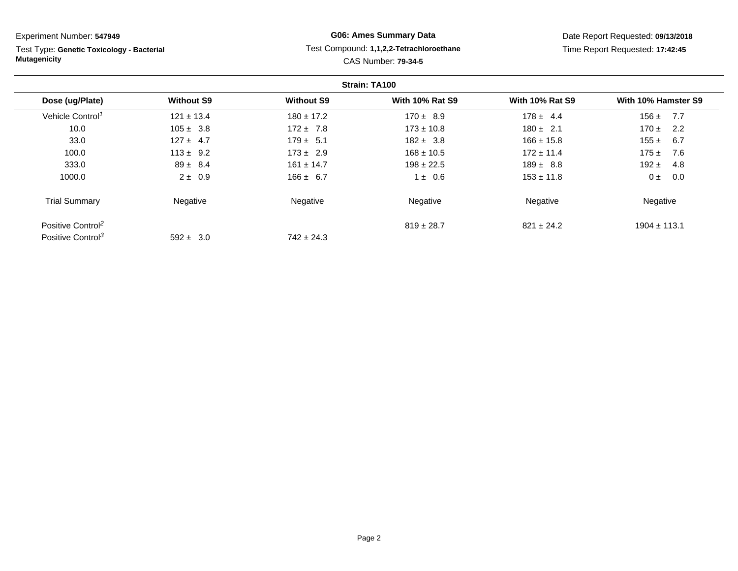Experiment Number: **547949**

Test Type: **Genetic Toxicology - Bacterial Mutagenicity**

**G06: Ames Summary Data**

Test Compound: **1,1,2,2-Tetrachloroethane**

CAS Number: **79-34-5**

Date Report Requested: **09/13/2018**

Time Report Requested: **17:42:45**

**Strain: TA100**

| Dose (ug/Plate) | Without S9 | Without S9 | With 10% Rat S9 | With 10% Rat S9 | With 10% Hamster S9 |
|---|---|---|---|---|---|
| Vehicle Control[1] | 121 ± 13.4 | 180 ± 17.2 | 170 ± 8.9 | 178 ± 4.4 | 156 ± 7.7 |
| 10.0 | 105 ± 3.8 | 172 ± 7.8 | 173 ± 10.8 | 180 ± 2.1 | 170 ± 2.2 |
| 33.0 | 127 ± 4.7 | 179 ± 5.1 | 182 ± 3.8 | 166 ± 15.8 | 155 ± 6.7 |
| 100.0 | 113 ± 9.2 | 173 ± 2.9 | 168 ± 10.5 | 172 ± 11.4 | 175 ± 7.6 |
| 333.0 | 89 ± 8.4 | 161 ± 14.7 | 198 ± 22.5 | 189 ± 8.8 | 192 ± 4.8 |
| 1000.0 | 2 ± 0.9 | 166 ± 6.7 | 1 ± 0.6 | 153 ± 11.8 | 0 ± 0.0 |
| Trial Summary | Negative | Negative | Negative | Negative | Negative |
| Positive Control[2] | | | 819 ± 28.7 | 821 ± 24.2 | 1904 ± 113.1 |
| Positive Control[3] | 592 ± 3.0 | 742 ± 24.3 | | | |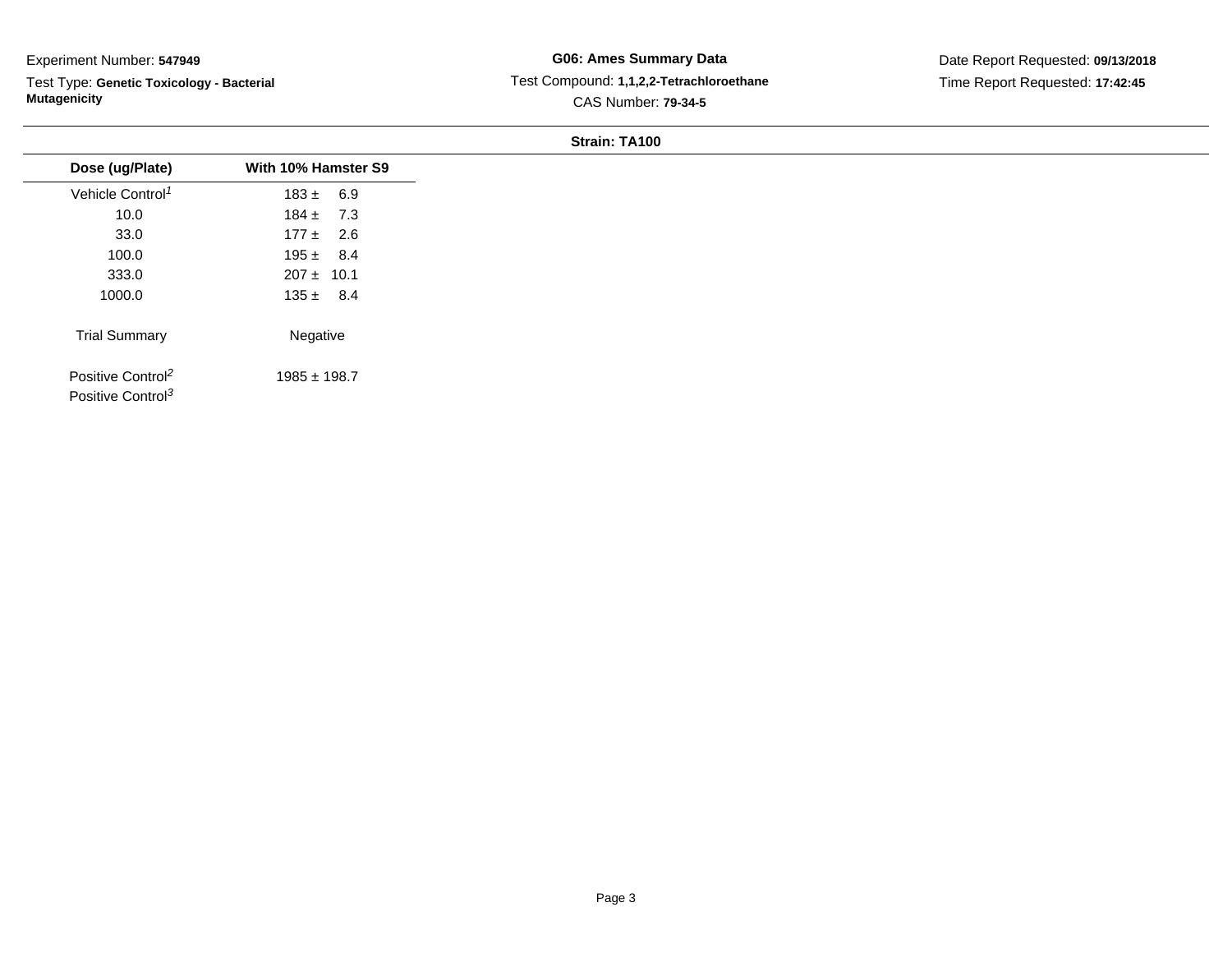Experiment Number: **547949**

Test Type: **Genetic Toxicology - Bacterial Mutagenicity**

**G06: Ames Summary Data**

Test Compound: **1,1,2,2-Tetrachloroethane**

CAS Number: **79-34-5**

Date Report Requested: **09/13/2018**

Time Report Requested: **17:42:45**

**Strain: TA100**

| Dose (ug/Plate) | With 10% Hamster S9 |
|---|---|
| Vehicle Control[1] | 183 ± 6.9 |
| 10.0 | 184 ± 7.3 |
| 33.0 | 177 ± 2.6 |
| 100.0 | 195 ± 8.4 |
| 333.0 | 207 ± 10.1 |
| 1000.0 | 135 ± 8.4 |
| Trial Summary | Negative |
| Positive Control[2] | 1985 ± 198.7 |
| Positive Control[3] | |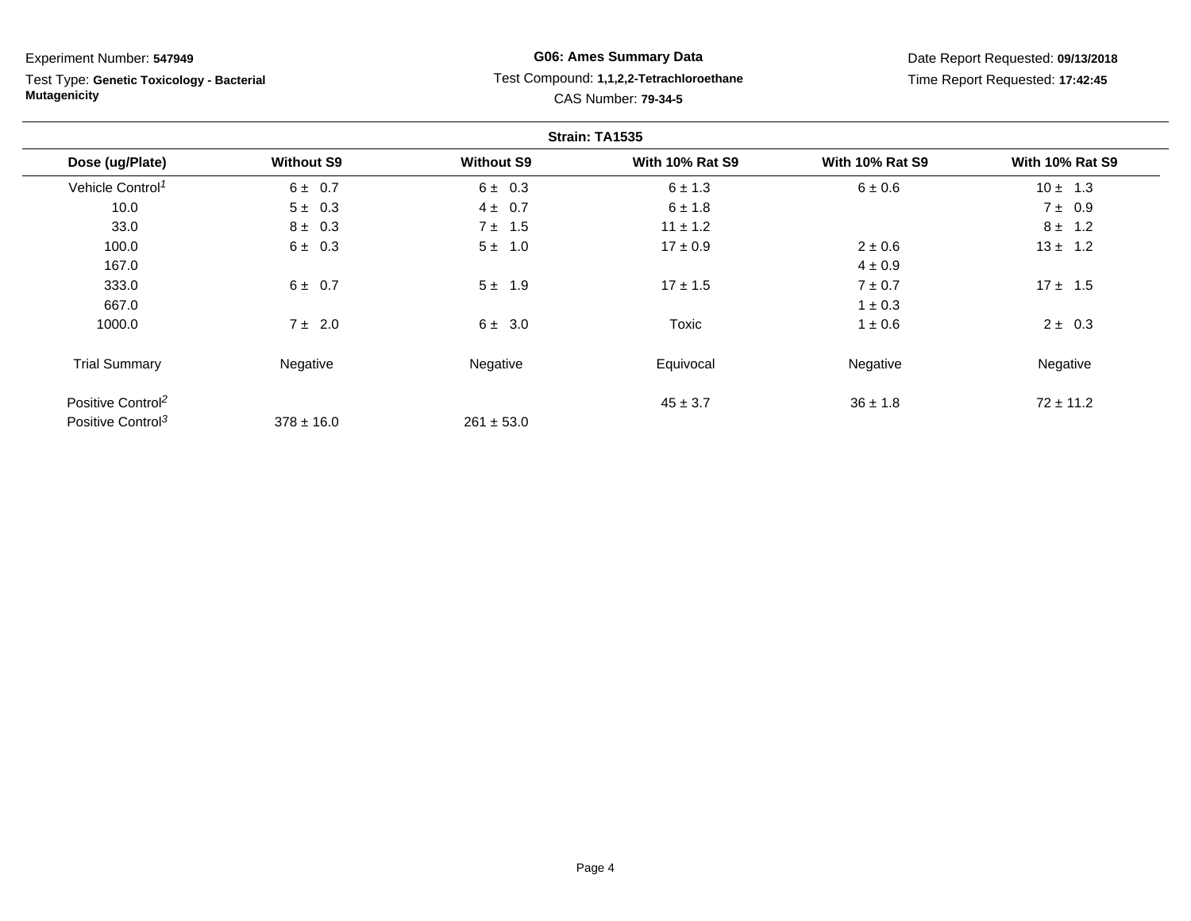Experiment Number: **547949**

Test Type: **Genetic Toxicology - Bacterial Mutagenicity**

**G06: Ames Summary Data**

Test Compound: **1,1,2,2-Tetrachloroethane**

CAS Number: **79-34-5**

Date Report Requested: **09/13/2018**

Time Report Requested: **17:42:45**

**Strain: TA1535**

| Dose (ug/Plate) | Without S9 | Without S9 | With 10% Rat S9 | With 10% Rat S9 | With 10% Rat S9 |
|---|---|---|---|---|---|
| Vehicle Control[1] | 6 ± 0.7 | 6 ± 0.3 | 6 ± 1.3 | 6 ± 0.6 | 10 ± 1.3 |
| 10.0 | 5 ± 0.3 | 4 ± 0.7 | 6 ± 1.8 | | 7 ± 0.9 |
| 33.0 | 8 ± 0.3 | 7 ± 1.5 | 11 ± 1.2 | | 8 ± 1.2 |
| 100.0 | 6 ± 0.3 | 5 ± 1.0 | 17 ± 0.9 | 2 ± 0.6 | 13 ± 1.2 |
| 167.0 | | | | 4 ± 0.9 | |
| 333.0 | 6 ± 0.7 | 5 ± 1.9 | 17 ± 1.5 | 7 ± 0.7 | 17 ± 1.5 |
| 667.0 | | | | 1 ± 0.3 | |
| 1000.0 | 7 ± 2.0 | 6 ± 3.0 | Toxic | 1 ± 0.6 | 2 ± 0.3 |
| Trial Summary | Negative | Negative | Equivocal | Negative | Negative |
| Positive Control[2] | | | 45 ± 3.7 | 36 ± 1.8 | 72 ± 11.2 |
| Positive Control[3] | 378 ± 16.0 | 261 ± 53.0 | | | |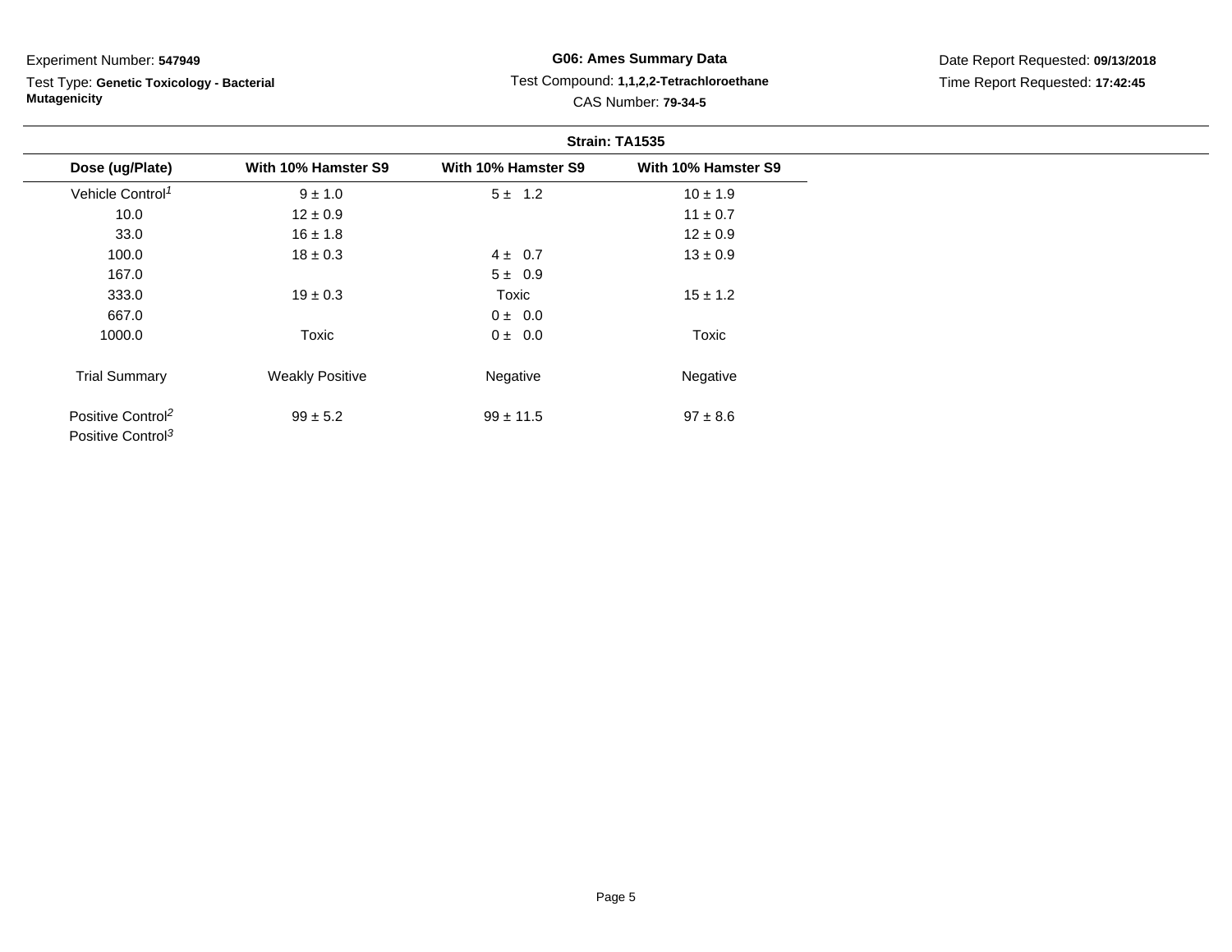Experiment Number: **547949**

Test Type: **Genetic Toxicology - Bacterial Mutagenicity**

**G06: Ames Summary Data**

Test Compound: **1,1,2,2-Tetrachloroethane**

CAS Number: **79-34-5**

Date Report Requested: **09/13/2018**

Time Report Requested: **17:42:45**

**Strain: TA1535**

| Dose (ug/Plate) | With 10% Hamster S9 | With 10% Hamster S9 | With 10% Hamster S9 |
|---|---|---|---|
| Vehicle Control[1] | 9 ± 1.0 | 5 ± 1.2 | 10 ± 1.9 |
| 10.0 | 12 ± 0.9 | | 11 ± 0.7 |
| 33.0 | 16 ± 1.8 | | 12 ± 0.9 |
| 100.0 | 18 ± 0.3 | 4 ± 0.7 | 13 ± 0.9 |
| 167.0 | | 5 ± 0.9 | |
| 333.0 | 19 ± 0.3 | Toxic | 15 ± 1.2 |
| 667.0 | | 0 ± 0.0 | |
| 1000.0 | Toxic | 0 ± 0.0 | Toxic |
| Trial Summary | Weakly Positive | Negative | Negative |
| Positive Control[2] | 99 ± 5.2 | 99 ± 11.5 | 97 ± 8.6 |
| Positive Control[3] | | | |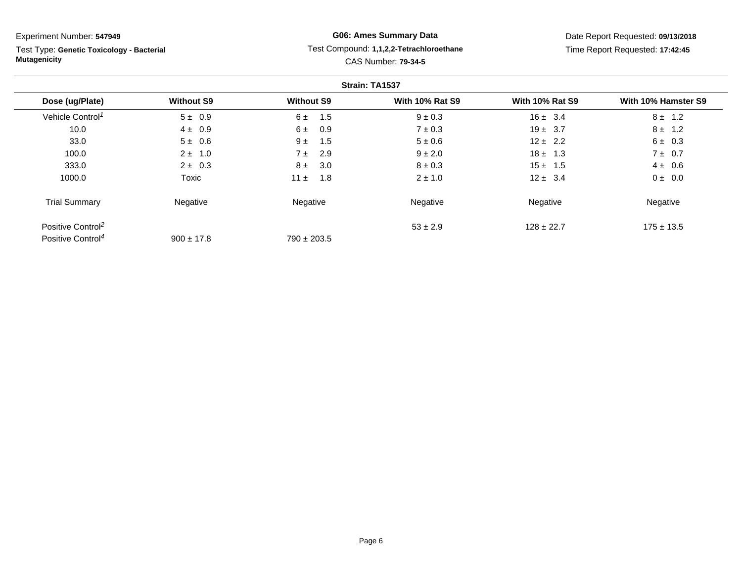Experiment Number: **547949**

Test Type: **Genetic Toxicology - Bacterial Mutagenicity**

**G06: Ames Summary Data**

Test Compound: **1,1,2,2-Tetrachloroethane**

CAS Number: **79-34-5**

Date Report Requested: **09/13/2018**

Time Report Requested: **17:42:45**

**Strain: TA1537**

| Dose (ug/Plate) | Without S9 | Without S9 | With 10% Rat S9 | With 10% Rat S9 | With 10% Hamster S9 |
|---|---|---|---|---|---|
| Vehicle Control[1] | 5 ± 0.9 | 6 ± 1.5 | 9 ± 0.3 | 16 ± 3.4 | 8 ± 1.2 |
| 10.0 | 4 ± 0.9 | 6 ± 0.9 | 7 ± 0.3 | 19 ± 3.7 | 8 ± 1.2 |
| 33.0 | 5 ± 0.6 | 9 ± 1.5 | 5 ± 0.6 | 12 ± 2.2 | 6 ± 0.3 |
| 100.0 | 2 ± 1.0 | 7 ± 2.9 | 9 ± 2.0 | 18 ± 1.3 | 7 ± 0.7 |
| 333.0 | 2 ± 0.3 | 8 ± 3.0 | 8 ± 0.3 | 15 ± 1.5 | 4 ± 0.6 |
| 1000.0 | Toxic | 11 ± 1.8 | 2 ± 1.0 | 12 ± 3.4 | 0 ± 0.0 |
| Trial Summary | Negative | Negative | Negative | Negative | Negative |
| Positive Control[2] | | | 53 ± 2.9 | 128 ± 22.7 | 175 ± 13.5 |
| Positive Control[4] | 900 ± 17.8 | 790 ± 203.5 | | | |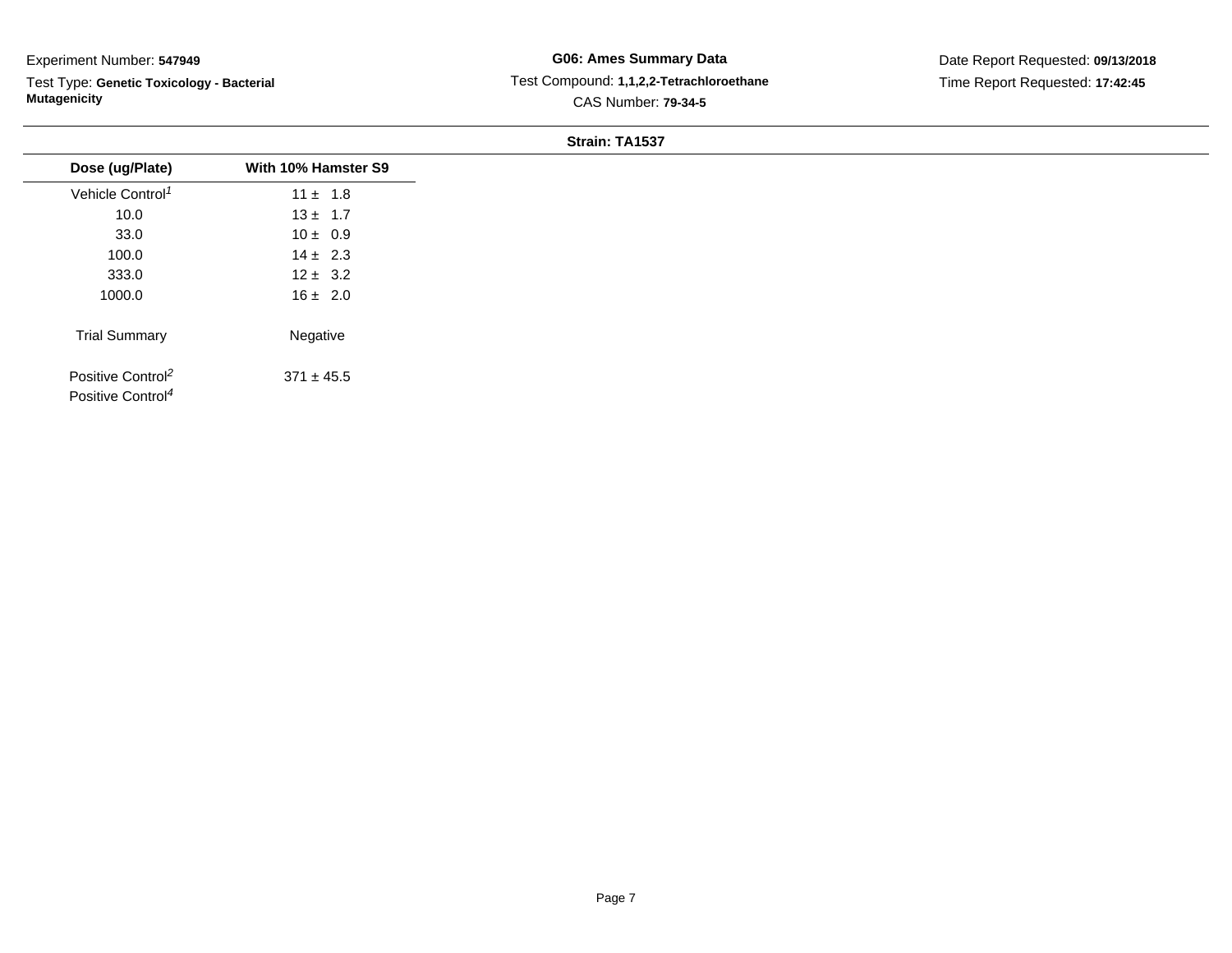Experiment Number: **547949**

Test Type: **Genetic Toxicology - Bacterial Mutagenicity**

**G06: Ames Summary Data**

Test Compound: **1,1,2,2-Tetrachloroethane**

CAS Number: **79-34-5**

Date Report Requested: **09/13/2018**

Time Report Requested: **17:42:45**

**Strain: TA1537**

| Dose (ug/Plate) | With 10% Hamster S9 |
|---|---|
| Vehicle Control[1] | 11 ± 1.8 |
| 10.0 | 13 ± 1.7 |
| 33.0 | 10 ± 0.9 |
| 100.0 | 14 ± 2.3 |
| 333.0 | 12 ± 3.2 |
| 1000.0 | 16 ± 2.0 |
| Trial Summary | Negative |
| Positive Control[2] | 371 ± 45.5 |
| Positive Control[4] | |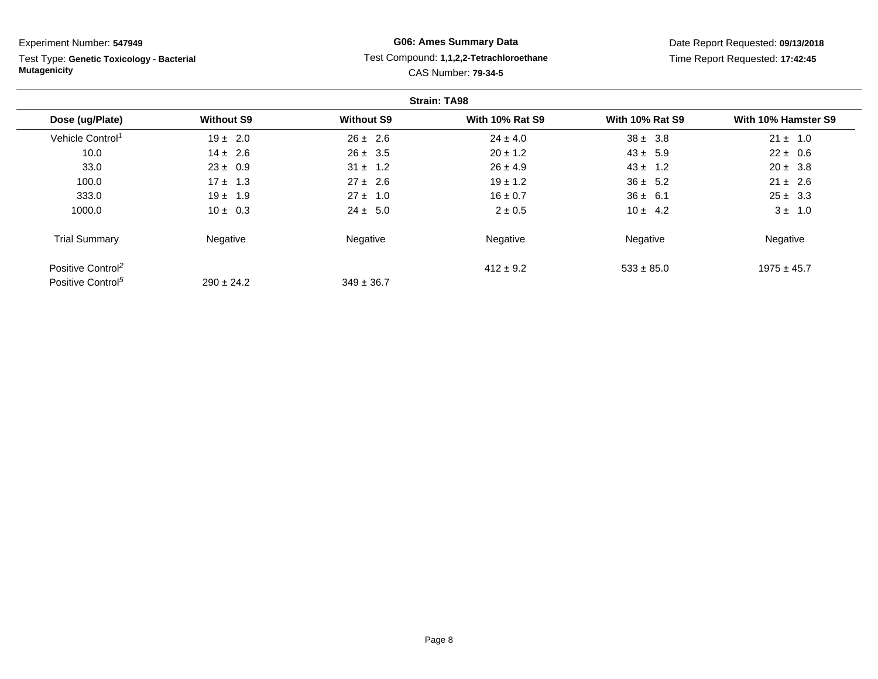Experiment Number: **547949**

Test Type: **Genetic Toxicology - Bacterial Mutagenicity**

**G06: Ames Summary Data**

Test Compound: **1,1,2,2-Tetrachloroethane**

CAS Number: **79-34-5**

Date Report Requested: **09/13/2018**

Time Report Requested: **17:42:45**

**Strain: TA98**

| Dose (ug/Plate) | Without S9 | Without S9 | With 10% Rat S9 | With 10% Rat S9 | With 10% Hamster S9 |
|---|---|---|---|---|---|
| Vehicle Control[1] | 19 ± 2.0 | 26 ± 2.6 | 24 ± 4.0 | 38 ± 3.8 | 21 ± 1.0 |
| 10.0 | 14 ± 2.6 | 26 ± 3.5 | 20 ± 1.2 | 43 ± 5.9 | 22 ± 0.6 |
| 33.0 | 23 ± 0.9 | 31 ± 1.2 | 26 ± 4.9 | 43 ± 1.2 | 20 ± 3.8 |
| 100.0 | 17 ± 1.3 | 27 ± 2.6 | 19 ± 1.2 | 36 ± 5.2 | 21 ± 2.6 |
| 333.0 | 19 ± 1.9 | 27 ± 1.0 | 16 ± 0.7 | 36 ± 6.1 | 25 ± 3.3 |
| 1000.0 | 10 ± 0.3 | 24 ± 5.0 | 2 ± 0.5 | 10 ± 4.2 | 3 ± 1.0 |
| Trial Summary | Negative | Negative | Negative | Negative | Negative |
| Positive Control[2] | | | 412 ± 9.2 | 533 ± 85.0 | 1975 ± 45.7 |
| Positive Control[5] | 290 ± 24.2 | 349 ± 36.7 | | | |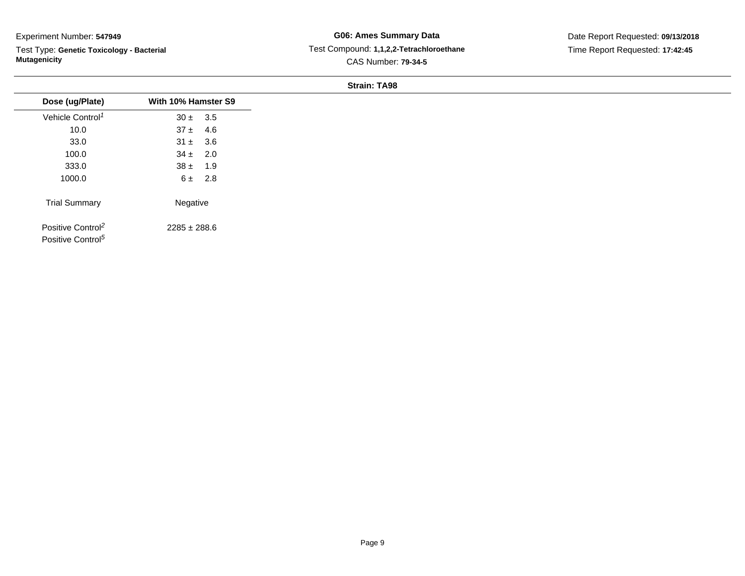Experiment Number: **547949**

Test Type: **Genetic Toxicology - Bacterial Mutagenicity**

**G06: Ames Summary Data**

Test Compound: **1,1,2,2-Tetrachloroethane**

CAS Number: **79-34-5**

Date Report Requested: **09/13/2018**

Time Report Requested: **17:42:45**

**Strain: TA98**

| Dose (ug/Plate) | With 10% Hamster S9 |
|---|---|
| Vehicle Control[1] | 30 ± 3.5 |
| 10.0 | 37 ± 4.6 |
| 33.0 | 31 ± 3.6 |
| 100.0 | 34 ± 2.0 |
| 333.0 | 38 ± 1.9 |
| 1000.0 | 6 ± 2.8 |
| Trial Summary | Negative |
| Positive Control[2] | 2285 ± 288.6 |
| Positive Control[5] | |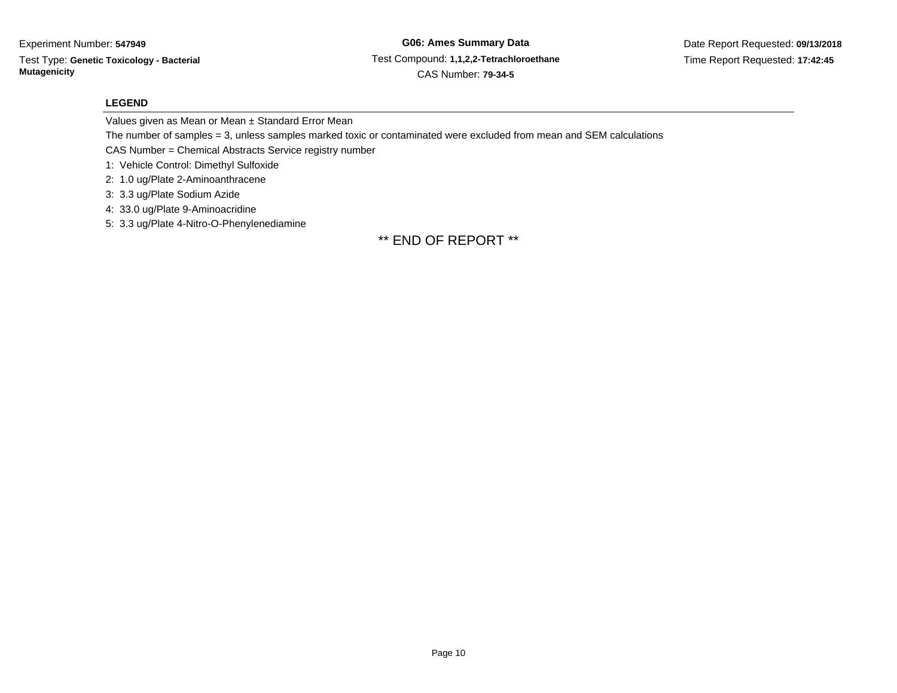### LEGEND

Values given as Mean or Mean ± Standard Error Mean

The number of samples = 3, unless samples marked toxic or contaminated were excluded from mean and SEM calculations

CAS Number = Chemical Abstracts Service registry number

1: Vehicle Control: Dimethyl Sulfoxide

2: 1.0 ug/Plate 2-Aminoanthracene

3: 3.3 ug/Plate Sodium Azide

4: 33.0 ug/Plate 9-Aminoacridine

5: 3.3 ug/Plate 4-Nitro-O-Phenylenediamine

** END OF REPORT **